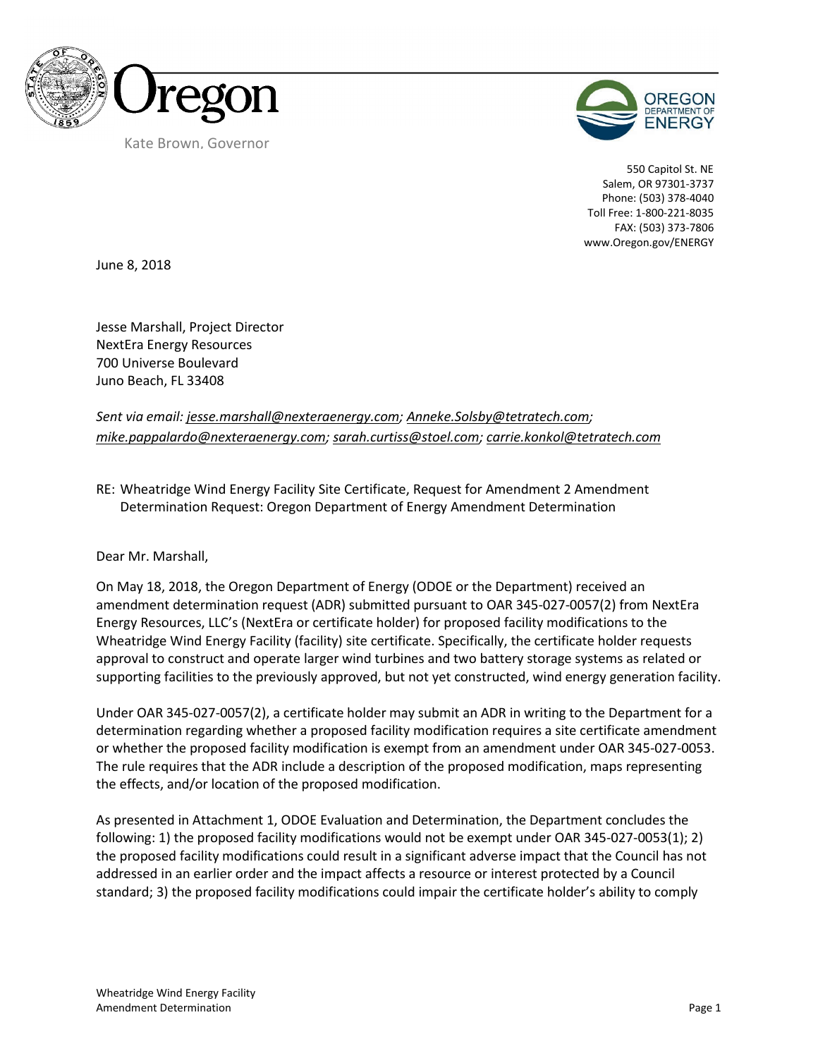Oregon

Kate Brown, Governor

OREGON DEPARTMENT OF ENERGY

550 Capitol St. NE
Salem, OR 97301-3737
Phone: (503) 378-4040
Toll Free: 1-800-221-8035
FAX: (503) 373-7806
www.Oregon.gov/ENERGY

June 8, 2018

Jesse Marshall, Project Director
NextEra Energy Resources
700 Universe Boulevard
Juno Beach, FL 33408

*Sent via email: jesse.marshall@nexteraenergy.com; Anneke.Solsby@tetratech.com; mike.pappalardo@nexteraenergy.com; sarah.curtiss@stoel.com; carrie.konkol@tetratech.com*

RE: Wheatridge Wind Energy Facility Site Certificate, Request for Amendment 2 Amendment Determination Request: Oregon Department of Energy Amendment Determination

Dear Mr. Marshall,

On May 18, 2018, the Oregon Department of Energy (ODOE or the Department) received an amendment determination request (ADR) submitted pursuant to OAR 345-027-0057(2) from NextEra Energy Resources, LLC's (NextEra or certificate holder) for proposed facility modifications to the Wheatridge Wind Energy Facility (facility) site certificate. Specifically, the certificate holder requests approval to construct and operate larger wind turbines and two battery storage systems as related or supporting facilities to the previously approved, but not yet constructed, wind energy generation facility.

Under OAR 345-027-0057(2), a certificate holder may submit an ADR in writing to the Department for a determination regarding whether a proposed facility modification requires a site certificate amendment or whether the proposed facility modification is exempt from an amendment under OAR 345-027-0053. The rule requires that the ADR include a description of the proposed modification, maps representing the effects, and/or location of the proposed modification.

As presented in Attachment 1, ODOE Evaluation and Determination, the Department concludes the following: 1) the proposed facility modifications would not be exempt under OAR 345-027-0053(1); 2) the proposed facility modifications could result in a significant adverse impact that the Council has not addressed in an earlier order and the impact affects a resource or interest protected by a Council standard; 3) the proposed facility modifications could impair the certificate holder's ability to comply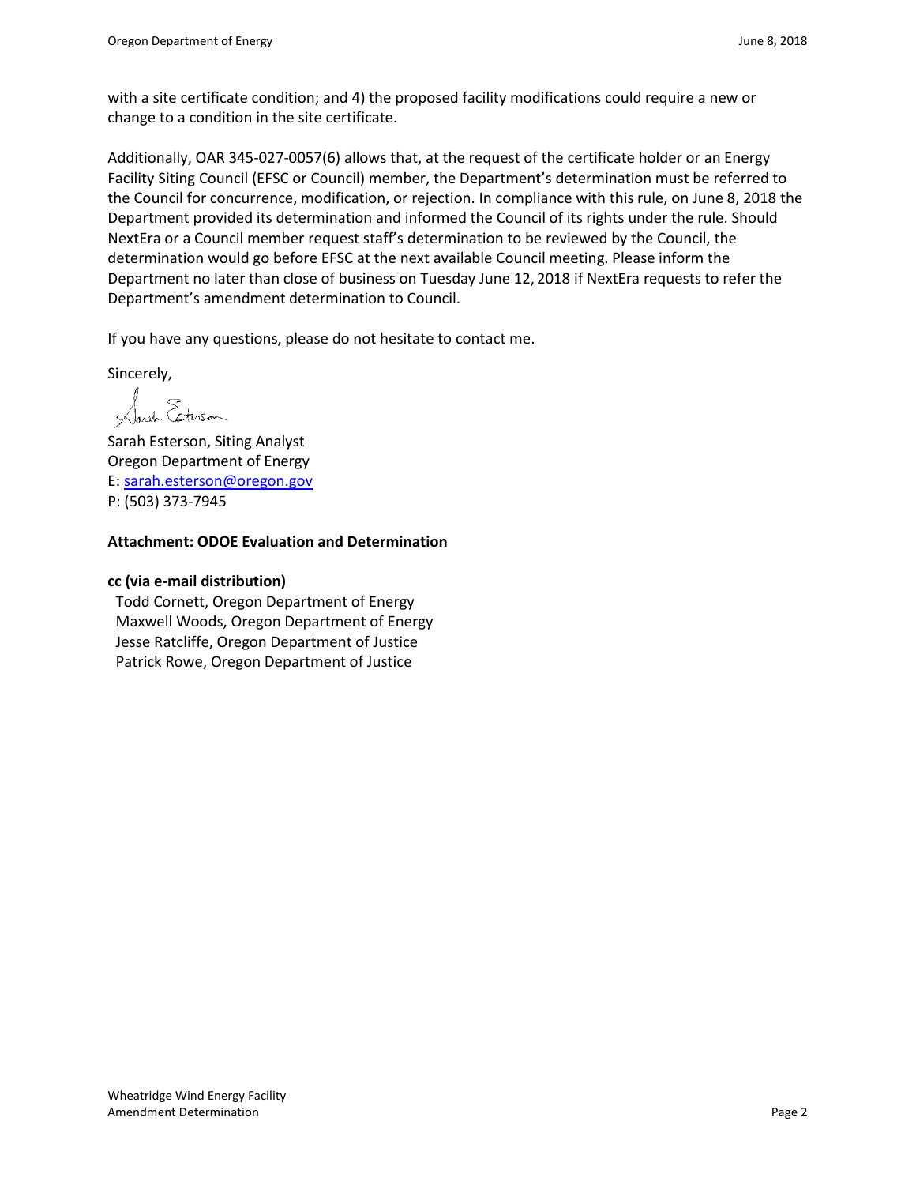with a site certificate condition; and 4) the proposed facility modifications could require a new or change to a condition in the site certificate.

Additionally, OAR 345-027-0057(6) allows that, at the request of the certificate holder or an Energy Facility Siting Council (EFSC or Council) member, the Department's determination must be referred to the Council for concurrence, modification, or rejection. In compliance with this rule, on June 8, 2018 the Department provided its determination and informed the Council of its rights under the rule. Should NextEra or a Council member request staff's determination to be reviewed by the Council, the determination would go before EFSC at the next available Council meeting. Please inform the Department no later than close of business on Tuesday June 12, 2018 if NextEra requests to refer the Department's amendment determination to Council.

If you have any questions, please do not hesitate to contact me.

Sincerely,

Sarah Esterson, Siting Analyst
Oregon Department of Energy
E: sarah.esterson@oregon.gov
P: (503) 373-7945

**Attachment: ODOE Evaluation and Determination**

**cc (via e-mail distribution)**
Todd Cornett, Oregon Department of Energy
Maxwell Woods, Oregon Department of Energy
Jesse Ratcliffe, Oregon Department of Justice
Patrick Rowe, Oregon Department of Justice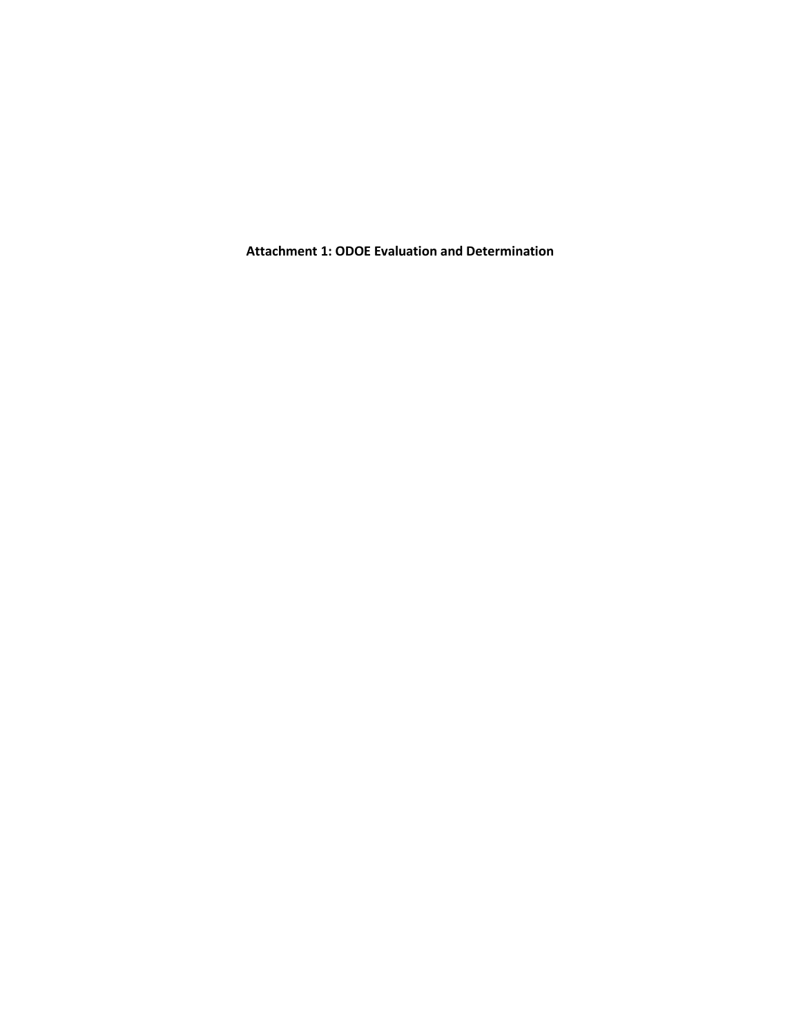**Attachment 1: ODOE Evaluation and Determination**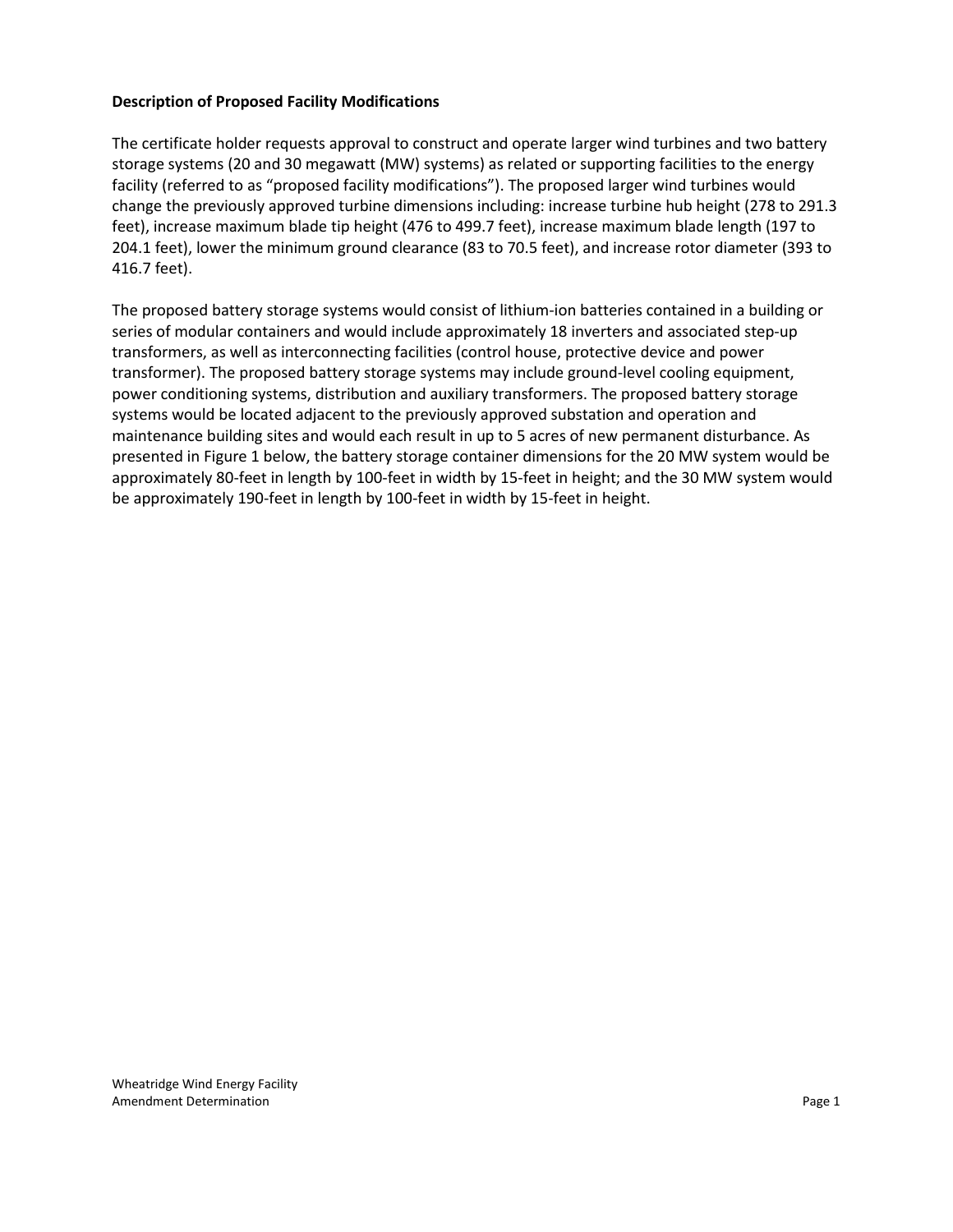**Description of Proposed Facility Modifications**

The certificate holder requests approval to construct and operate larger wind turbines and two battery storage systems (20 and 30 megawatt (MW) systems) as related or supporting facilities to the energy facility (referred to as "proposed facility modifications"). The proposed larger wind turbines would change the previously approved turbine dimensions including: increase turbine hub height (278 to 291.3 feet), increase maximum blade tip height (476 to 499.7 feet), increase maximum blade length (197 to 204.1 feet), lower the minimum ground clearance (83 to 70.5 feet), and increase rotor diameter (393 to 416.7 feet).

The proposed battery storage systems would consist of lithium-ion batteries contained in a building or series of modular containers and would include approximately 18 inverters and associated step-up transformers, as well as interconnecting facilities (control house, protective device and power transformer). The proposed battery storage systems may include ground-level cooling equipment, power conditioning systems, distribution and auxiliary transformers. The proposed battery storage systems would be located adjacent to the previously approved substation and operation and maintenance building sites and would each result in up to 5 acres of new permanent disturbance. As presented in Figure 1 below, the battery storage container dimensions for the 20 MW system would be approximately 80-feet in length by 100-feet in width by 15-feet in height; and the 30 MW system would be approximately 190-feet in length by 100-feet in width by 15-feet in height.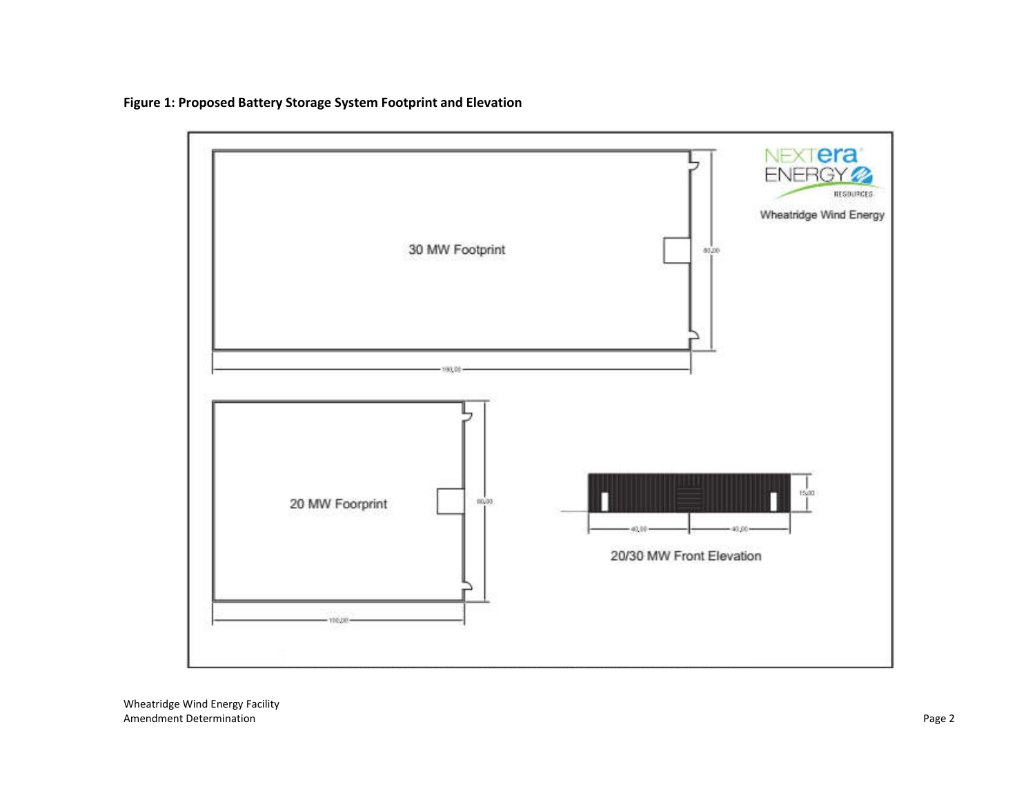**Figure 1: Proposed Battery Storage System Footprint and Elevation**

NEXTera ENERGY RESOURCES

Wheatridge Wind Energy

30 MW Footprint

20 MW Foorprint

20/30 MW Front Elevation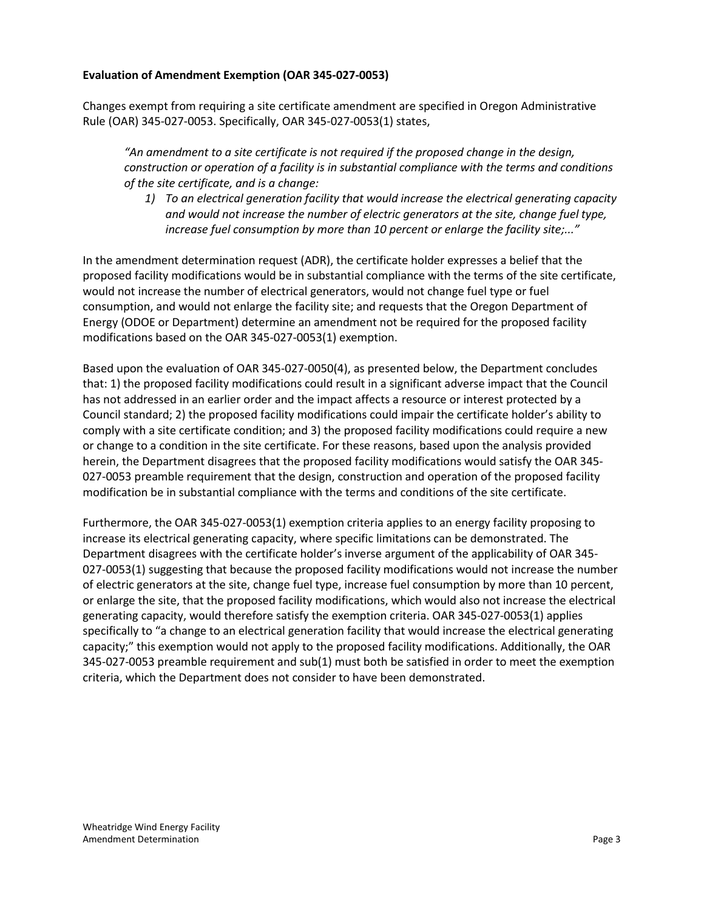**Evaluation of Amendment Exemption (OAR 345-027-0053)**

Changes exempt from requiring a site certificate amendment are specified in Oregon Administrative Rule (OAR) 345-027-0053. Specifically, OAR 345-027-0053(1) states,

> *"An amendment to a site certificate is not required if the proposed change in the design, construction or operation of a facility is in substantial compliance with the terms and conditions of the site certificate, and is a change:*
>
> 1) *To an electrical generation facility that would increase the electrical generating capacity and would not increase the number of electric generators at the site, change fuel type, increase fuel consumption by more than 10 percent or enlarge the facility site;..."*

In the amendment determination request (ADR), the certificate holder expresses a belief that the proposed facility modifications would be in substantial compliance with the terms of the site certificate, would not increase the number of electrical generators, would not change fuel type or fuel consumption, and would not enlarge the facility site; and requests that the Oregon Department of Energy (ODOE or Department) determine an amendment not be required for the proposed facility modifications based on the OAR 345-027-0053(1) exemption.

Based upon the evaluation of OAR 345-027-0050(4), as presented below, the Department concludes that: 1) the proposed facility modifications could result in a significant adverse impact that the Council has not addressed in an earlier order and the impact affects a resource or interest protected by a Council standard; 2) the proposed facility modifications could impair the certificate holder's ability to comply with a site certificate condition; and 3) the proposed facility modifications could require a new or change to a condition in the site certificate. For these reasons, based upon the analysis provided herein, the Department disagrees that the proposed facility modifications would satisfy the OAR 345-027-0053 preamble requirement that the design, construction and operation of the proposed facility modification be in substantial compliance with the terms and conditions of the site certificate.

Furthermore, the OAR 345-027-0053(1) exemption criteria applies to an energy facility proposing to increase its electrical generating capacity, where specific limitations can be demonstrated. The Department disagrees with the certificate holder's inverse argument of the applicability of OAR 345-027-0053(1) suggesting that because the proposed facility modifications would not increase the number of electric generators at the site, change fuel type, increase fuel consumption by more than 10 percent, or enlarge the site, that the proposed facility modifications, which would also not increase the electrical generating capacity, would therefore satisfy the exemption criteria. OAR 345-027-0053(1) applies specifically to "a change to an electrical generation facility that would increase the electrical generating capacity;" this exemption would not apply to the proposed facility modifications. Additionally, the OAR 345-027-0053 preamble requirement and sub(1) must both be satisfied in order to meet the exemption criteria, which the Department does not consider to have been demonstrated.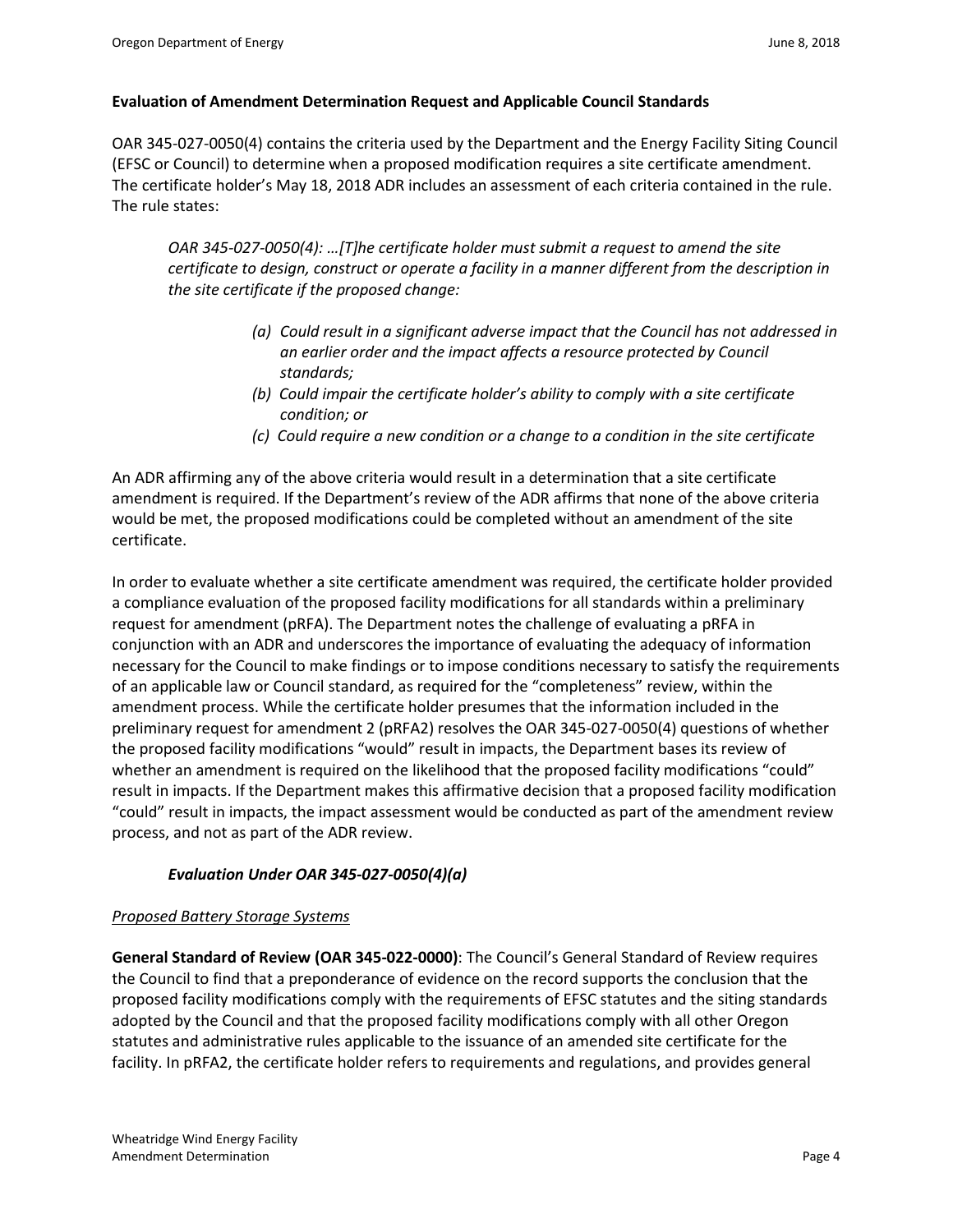**Evaluation of Amendment Determination Request and Applicable Council Standards**

OAR 345-027-0050(4) contains the criteria used by the Department and the Energy Facility Siting Council (EFSC or Council) to determine when a proposed modification requires a site certificate amendment. The certificate holder's May 18, 2018 ADR includes an assessment of each criteria contained in the rule. The rule states:

> *OAR 345-027-0050(4): …[T]he certificate holder must submit a request to amend the site certificate to design, construct or operate a facility in a manner different from the description in the site certificate if the proposed change:*
>
> *(a) Could result in a significant adverse impact that the Council has not addressed in an earlier order and the impact affects a resource protected by Council standards;*
>
> *(b) Could impair the certificate holder's ability to comply with a site certificate condition; or*
>
> *(c) Could require a new condition or a change to a condition in the site certificate*

An ADR affirming any of the above criteria would result in a determination that a site certificate amendment is required. If the Department's review of the ADR affirms that none of the above criteria would be met, the proposed modifications could be completed without an amendment of the site certificate.

In order to evaluate whether a site certificate amendment was required, the certificate holder provided a compliance evaluation of the proposed facility modifications for all standards within a preliminary request for amendment (pRFA). The Department notes the challenge of evaluating a pRFA in conjunction with an ADR and underscores the importance of evaluating the adequacy of information necessary for the Council to make findings or to impose conditions necessary to satisfy the requirements of an applicable law or Council standard, as required for the "completeness" review, within the amendment process. While the certificate holder presumes that the information included in the preliminary request for amendment 2 (pRFA2) resolves the OAR 345-027-0050(4) questions of whether the proposed facility modifications "would" result in impacts, the Department bases its review of whether an amendment is required on the likelihood that the proposed facility modifications "could" result in impacts. If the Department makes this affirmative decision that a proposed facility modification "could" result in impacts, the impact assessment would be conducted as part of the amendment review process, and not as part of the ADR review.

### *Evaluation Under OAR 345-027-0050(4)(a)*

*Proposed Battery Storage Systems*

**General Standard of Review (OAR 345-022-0000)**: The Council's General Standard of Review requires the Council to find that a preponderance of evidence on the record supports the conclusion that the proposed facility modifications comply with the requirements of EFSC statutes and the siting standards adopted by the Council and that the proposed facility modifications comply with all other Oregon statutes and administrative rules applicable to the issuance of an amended site certificate for the facility. In pRFA2, the certificate holder refers to requirements and regulations, and provides general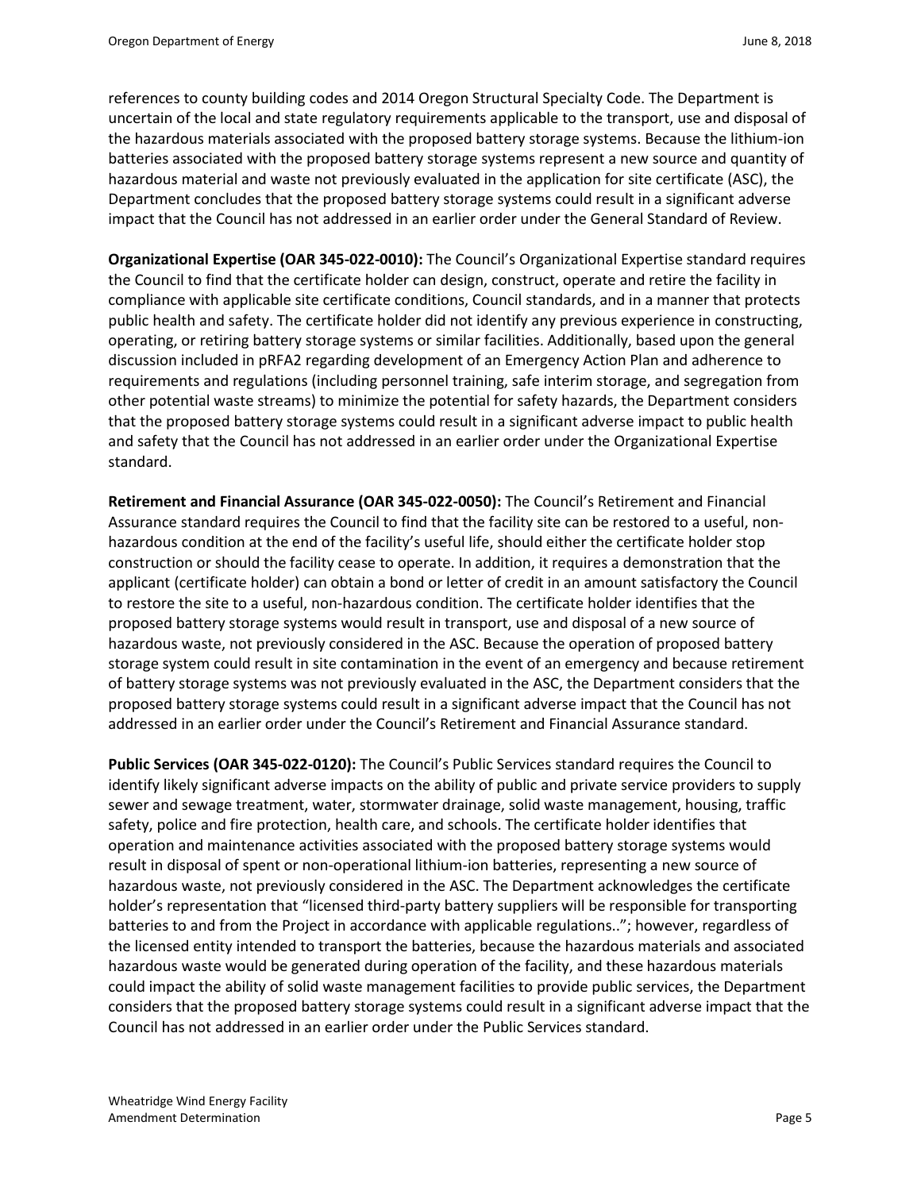references to county building codes and 2014 Oregon Structural Specialty Code. The Department is uncertain of the local and state regulatory requirements applicable to the transport, use and disposal of the hazardous materials associated with the proposed battery storage systems. Because the lithium-ion batteries associated with the proposed battery storage systems represent a new source and quantity of hazardous material and waste not previously evaluated in the application for site certificate (ASC), the Department concludes that the proposed battery storage systems could result in a significant adverse impact that the Council has not addressed in an earlier order under the General Standard of Review.

**Organizational Expertise (OAR 345-022-0010):** The Council's Organizational Expertise standard requires the Council to find that the certificate holder can design, construct, operate and retire the facility in compliance with applicable site certificate conditions, Council standards, and in a manner that protects public health and safety. The certificate holder did not identify any previous experience in constructing, operating, or retiring battery storage systems or similar facilities. Additionally, based upon the general discussion included in pRFA2 regarding development of an Emergency Action Plan and adherence to requirements and regulations (including personnel training, safe interim storage, and segregation from other potential waste streams) to minimize the potential for safety hazards, the Department considers that the proposed battery storage systems could result in a significant adverse impact to public health and safety that the Council has not addressed in an earlier order under the Organizational Expertise standard.

**Retirement and Financial Assurance (OAR 345-022-0050):** The Council's Retirement and Financial Assurance standard requires the Council to find that the facility site can be restored to a useful, non-hazardous condition at the end of the facility's useful life, should either the certificate holder stop construction or should the facility cease to operate. In addition, it requires a demonstration that the applicant (certificate holder) can obtain a bond or letter of credit in an amount satisfactory the Council to restore the site to a useful, non-hazardous condition. The certificate holder identifies that the proposed battery storage systems would result in transport, use and disposal of a new source of hazardous waste, not previously considered in the ASC. Because the operation of proposed battery storage system could result in site contamination in the event of an emergency and because retirement of battery storage systems was not previously evaluated in the ASC, the Department considers that the proposed battery storage systems could result in a significant adverse impact that the Council has not addressed in an earlier order under the Council's Retirement and Financial Assurance standard.

**Public Services (OAR 345-022-0120):** The Council's Public Services standard requires the Council to identify likely significant adverse impacts on the ability of public and private service providers to supply sewer and sewage treatment, water, stormwater drainage, solid waste management, housing, traffic safety, police and fire protection, health care, and schools. The certificate holder identifies that operation and maintenance activities associated with the proposed battery storage systems would result in disposal of spent or non-operational lithium-ion batteries, representing a new source of hazardous waste, not previously considered in the ASC. The Department acknowledges the certificate holder's representation that "licensed third-party battery suppliers will be responsible for transporting batteries to and from the Project in accordance with applicable regulations.."; however, regardless of the licensed entity intended to transport the batteries, because the hazardous materials and associated hazardous waste would be generated during operation of the facility, and these hazardous materials could impact the ability of solid waste management facilities to provide public services, the Department considers that the proposed battery storage systems could result in a significant adverse impact that the Council has not addressed in an earlier order under the Public Services standard.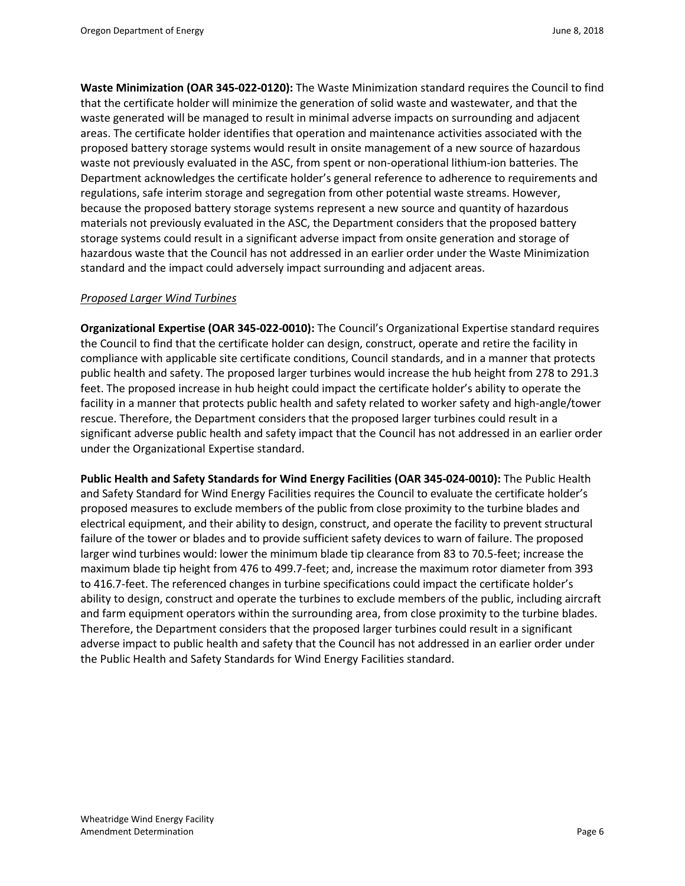**Waste Minimization (OAR 345-022-0120):** The Waste Minimization standard requires the Council to find that the certificate holder will minimize the generation of solid waste and wastewater, and that the waste generated will be managed to result in minimal adverse impacts on surrounding and adjacent areas. The certificate holder identifies that operation and maintenance activities associated with the proposed battery storage systems would result in onsite management of a new source of hazardous waste not previously evaluated in the ASC, from spent or non-operational lithium-ion batteries. The Department acknowledges the certificate holder's general reference to adherence to requirements and regulations, safe interim storage and segregation from other potential waste streams. However, because the proposed battery storage systems represent a new source and quantity of hazardous materials not previously evaluated in the ASC, the Department considers that the proposed battery storage systems could result in a significant adverse impact from onsite generation and storage of hazardous waste that the Council has not addressed in an earlier order under the Waste Minimization standard and the impact could adversely impact surrounding and adjacent areas.

*Proposed Larger Wind Turbines*

**Organizational Expertise (OAR 345-022-0010):** The Council's Organizational Expertise standard requires the Council to find that the certificate holder can design, construct, operate and retire the facility in compliance with applicable site certificate conditions, Council standards, and in a manner that protects public health and safety. The proposed larger turbines would increase the hub height from 278 to 291.3 feet. The proposed increase in hub height could impact the certificate holder's ability to operate the facility in a manner that protects public health and safety related to worker safety and high-angle/tower rescue. Therefore, the Department considers that the proposed larger turbines could result in a significant adverse public health and safety impact that the Council has not addressed in an earlier order under the Organizational Expertise standard.

**Public Health and Safety Standards for Wind Energy Facilities (OAR 345-024-0010):** The Public Health and Safety Standard for Wind Energy Facilities requires the Council to evaluate the certificate holder's proposed measures to exclude members of the public from close proximity to the turbine blades and electrical equipment, and their ability to design, construct, and operate the facility to prevent structural failure of the tower or blades and to provide sufficient safety devices to warn of failure. The proposed larger wind turbines would: lower the minimum blade tip clearance from 83 to 70.5-feet; increase the maximum blade tip height from 476 to 499.7-feet; and, increase the maximum rotor diameter from 393 to 416.7-feet. The referenced changes in turbine specifications could impact the certificate holder's ability to design, construct and operate the turbines to exclude members of the public, including aircraft and farm equipment operators within the surrounding area, from close proximity to the turbine blades. Therefore, the Department considers that the proposed larger turbines could result in a significant adverse impact to public health and safety that the Council has not addressed in an earlier order under the Public Health and Safety Standards for Wind Energy Facilities standard.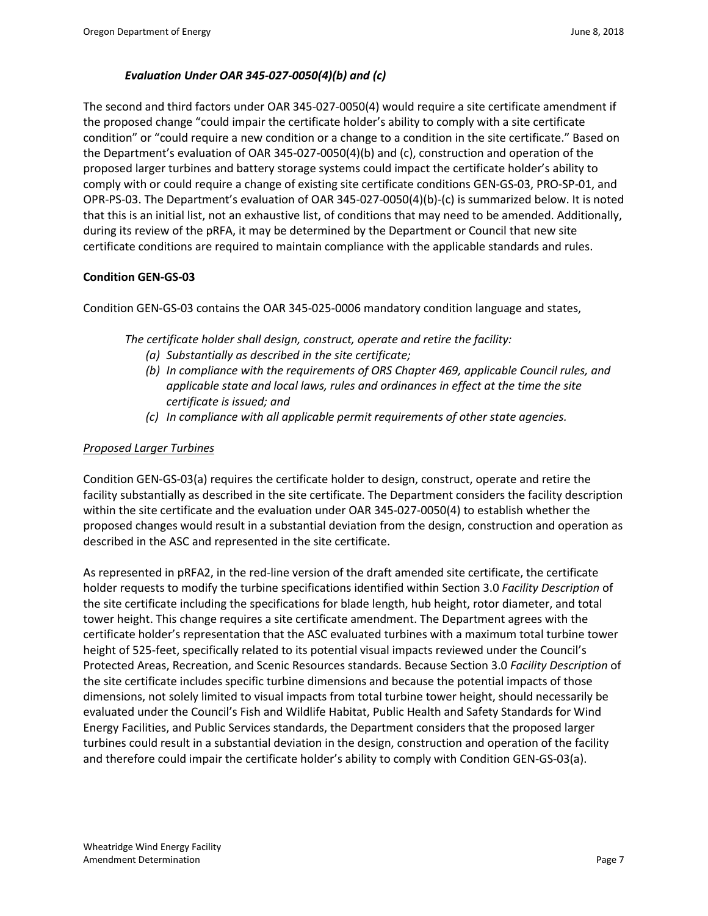### *Evaluation Under OAR 345-027-0050(4)(b) and (c)*

The second and third factors under OAR 345-027-0050(4) would require a site certificate amendment if the proposed change "could impair the certificate holder's ability to comply with a site certificate condition" or "could require a new condition or a change to a condition in the site certificate." Based on the Department's evaluation of OAR 345-027-0050(4)(b) and (c), construction and operation of the proposed larger turbines and battery storage systems could impact the certificate holder's ability to comply with or could require a change of existing site certificate conditions GEN-GS-03, PRO-SP-01, and OPR-PS-03. The Department's evaluation of OAR 345-027-0050(4)(b)-(c) is summarized below. It is noted that this is an initial list, not an exhaustive list, of conditions that may need to be amended. Additionally, during its review of the pRFA, it may be determined by the Department or Council that new site certificate conditions are required to maintain compliance with the applicable standards and rules.

**Condition GEN-GS-03**

Condition GEN-GS-03 contains the OAR 345-025-0006 mandatory condition language and states,

> *The certificate holder shall design, construct, operate and retire the facility:*
> *(a) Substantially as described in the site certificate;*
> *(b) In compliance with the requirements of ORS Chapter 469, applicable Council rules, and applicable state and local laws, rules and ordinances in effect at the time the site certificate is issued; and*
> *(c) In compliance with all applicable permit requirements of other state agencies.*

<u>*Proposed Larger Turbines*</u>

Condition GEN-GS-03(a) requires the certificate holder to design, construct, operate and retire the facility substantially as described in the site certificate. The Department considers the facility description within the site certificate and the evaluation under OAR 345-027-0050(4) to establish whether the proposed changes would result in a substantial deviation from the design, construction and operation as described in the ASC and represented in the site certificate.

As represented in pRFA2, in the red-line version of the draft amended site certificate, the certificate holder requests to modify the turbine specifications identified within Section 3.0 *Facility Description* of the site certificate including the specifications for blade length, hub height, rotor diameter, and total tower height. This change requires a site certificate amendment. The Department agrees with the certificate holder's representation that the ASC evaluated turbines with a maximum total turbine tower height of 525-feet, specifically related to its potential visual impacts reviewed under the Council's Protected Areas, Recreation, and Scenic Resources standards. Because Section 3.0 *Facility Description* of the site certificate includes specific turbine dimensions and because the potential impacts of those dimensions, not solely limited to visual impacts from total turbine tower height, should necessarily be evaluated under the Council's Fish and Wildlife Habitat, Public Health and Safety Standards for Wind Energy Facilities, and Public Services standards, the Department considers that the proposed larger turbines could result in a substantial deviation in the design, construction and operation of the facility and therefore could impair the certificate holder's ability to comply with Condition GEN-GS-03(a).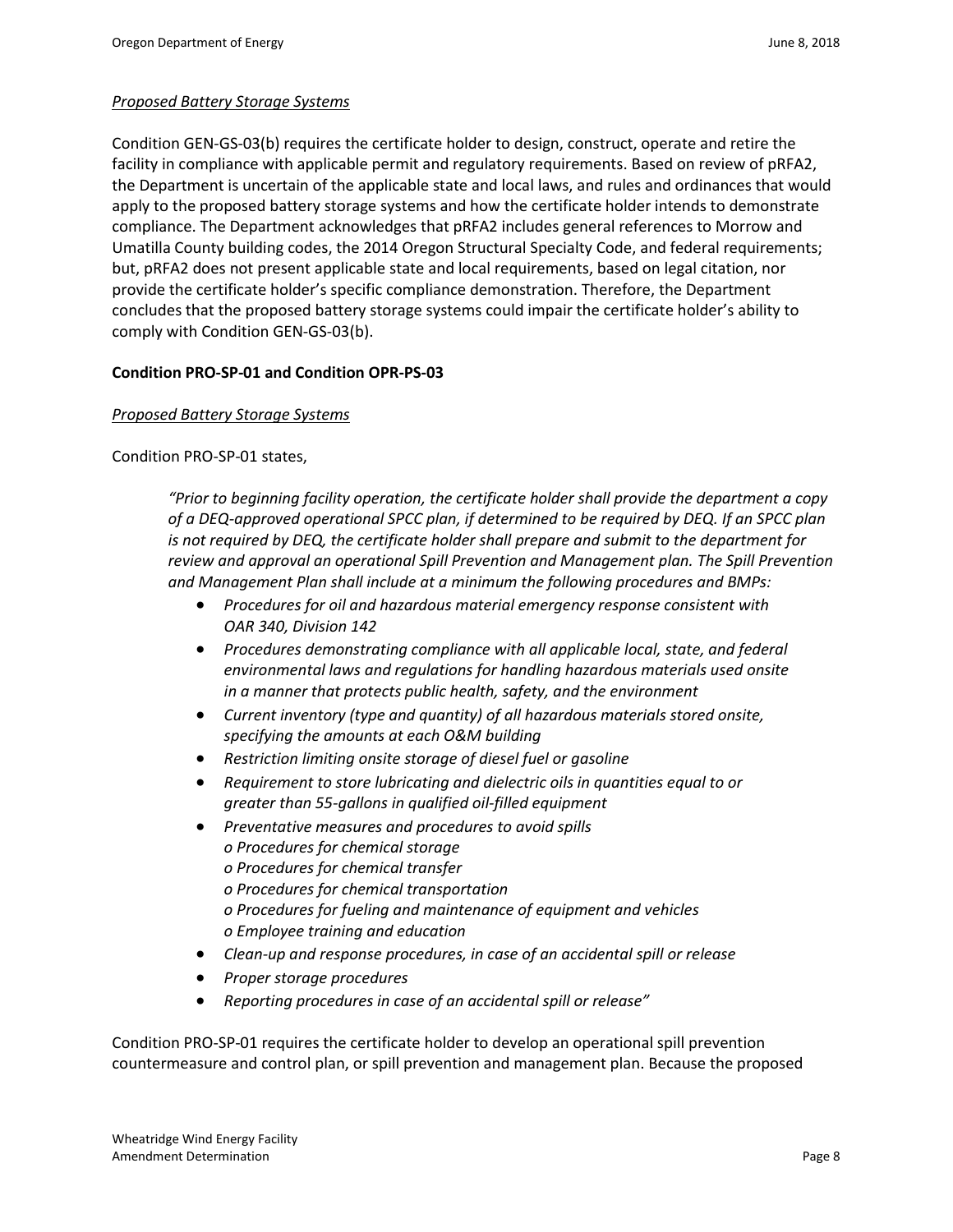*Proposed Battery Storage Systems*

Condition GEN-GS-03(b) requires the certificate holder to design, construct, operate and retire the facility in compliance with applicable permit and regulatory requirements. Based on review of pRFA2, the Department is uncertain of the applicable state and local laws, and rules and ordinances that would apply to the proposed battery storage systems and how the certificate holder intends to demonstrate compliance. The Department acknowledges that pRFA2 includes general references to Morrow and Umatilla County building codes, the 2014 Oregon Structural Specialty Code, and federal requirements; but, pRFA2 does not present applicable state and local requirements, based on legal citation, nor provide the certificate holder's specific compliance demonstration. Therefore, the Department concludes that the proposed battery storage systems could impair the certificate holder's ability to comply with Condition GEN-GS-03(b).

**Condition PRO-SP-01 and Condition OPR-PS-03**

*Proposed Battery Storage Systems*

Condition PRO-SP-01 states,

> *"Prior to beginning facility operation, the certificate holder shall provide the department a copy of a DEQ-approved operational SPCC plan, if determined to be required by DEQ. If an SPCC plan is not required by DEQ, the certificate holder shall prepare and submit to the department for review and approval an operational Spill Prevention and Management plan. The Spill Prevention and Management Plan shall include at a minimum the following procedures and BMPs:*
>
> - *Procedures for oil and hazardous material emergency response consistent with OAR 340, Division 142*
> - *Procedures demonstrating compliance with all applicable local, state, and federal environmental laws and regulations for handling hazardous materials used onsite in a manner that protects public health, safety, and the environment*
> - *Current inventory (type and quantity) of all hazardous materials stored onsite, specifying the amounts at each O&M building*
> - *Restriction limiting onsite storage of diesel fuel or gasoline*
> - *Requirement to store lubricating and dielectric oils in quantities equal to or greater than 55-gallons in qualified oil-filled equipment*
> - *Preventative measures and procedures to avoid spills*
>     - *Procedures for chemical storage*
>     - *Procedures for chemical transfer*
>     - *Procedures for chemical transportation*
>     - *Procedures for fueling and maintenance of equipment and vehicles*
>     - *Employee training and education*
> - *Clean-up and response procedures, in case of an accidental spill or release*
> - *Proper storage procedures*
> - *Reporting procedures in case of an accidental spill or release"*

Condition PRO-SP-01 requires the certificate holder to develop an operational spill prevention countermeasure and control plan, or spill prevention and management plan. Because the proposed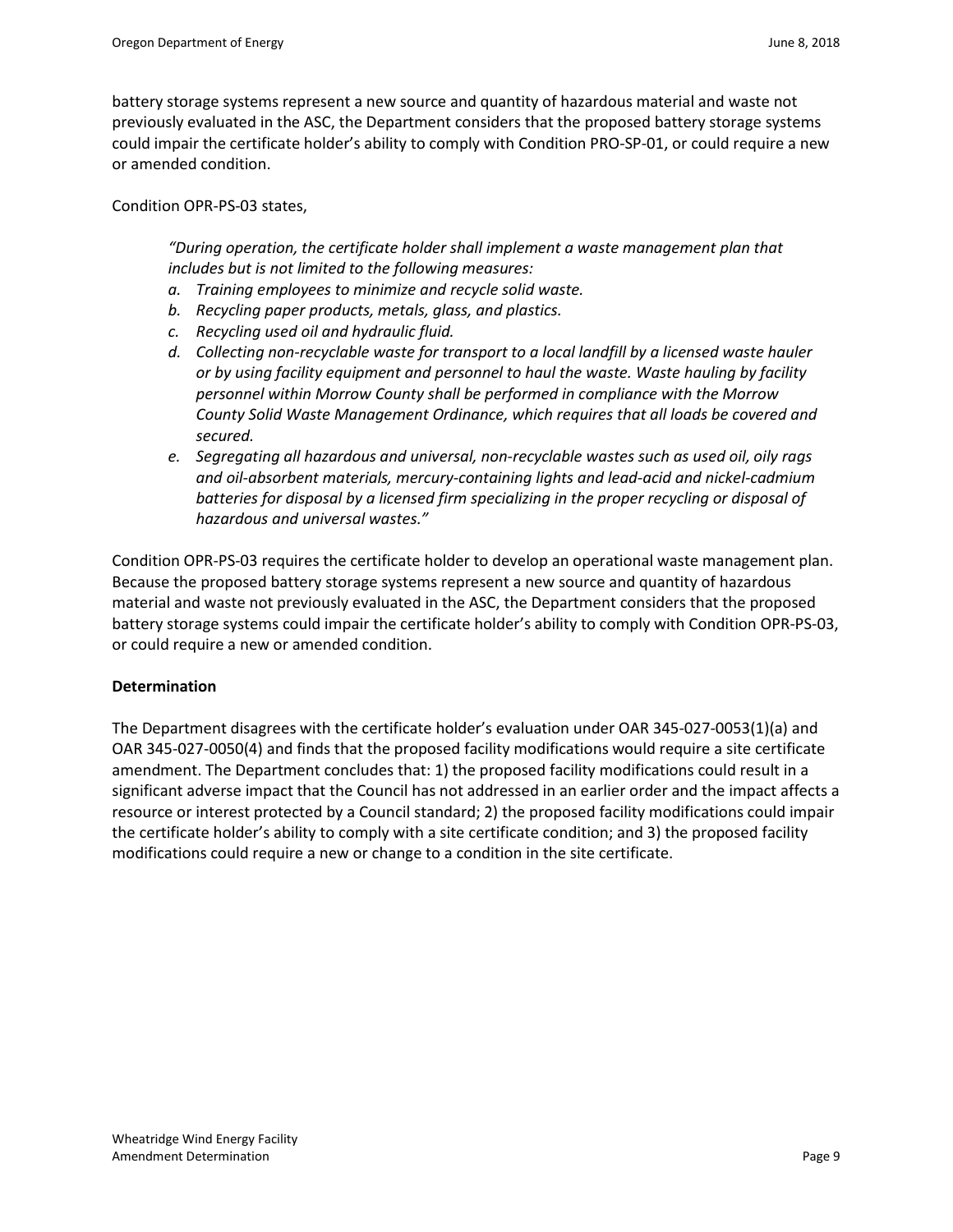battery storage systems represent a new source and quantity of hazardous material and waste not previously evaluated in the ASC, the Department considers that the proposed battery storage systems could impair the certificate holder's ability to comply with Condition PRO-SP-01, or could require a new or amended condition.

Condition OPR-PS-03 states,

> *"During operation, the certificate holder shall implement a waste management plan that includes but is not limited to the following measures:*
>
> *a. Training employees to minimize and recycle solid waste.*
> *b. Recycling paper products, metals, glass, and plastics.*
> *c. Recycling used oil and hydraulic fluid.*
> *d. Collecting non-recyclable waste for transport to a local landfill by a licensed waste hauler or by using facility equipment and personnel to haul the waste. Waste hauling by facility personnel within Morrow County shall be performed in compliance with the Morrow County Solid Waste Management Ordinance, which requires that all loads be covered and secured.*
> *e. Segregating all hazardous and universal, non-recyclable wastes such as used oil, oily rags and oil-absorbent materials, mercury-containing lights and lead-acid and nickel-cadmium batteries for disposal by a licensed firm specializing in the proper recycling or disposal of hazardous and universal wastes."*

Condition OPR-PS-03 requires the certificate holder to develop an operational waste management plan. Because the proposed battery storage systems represent a new source and quantity of hazardous material and waste not previously evaluated in the ASC, the Department considers that the proposed battery storage systems could impair the certificate holder's ability to comply with Condition OPR-PS-03, or could require a new or amended condition.

**Determination**

The Department disagrees with the certificate holder's evaluation under OAR 345-027-0053(1)(a) and OAR 345-027-0050(4) and finds that the proposed facility modifications would require a site certificate amendment. The Department concludes that: 1) the proposed facility modifications could result in a significant adverse impact that the Council has not addressed in an earlier order and the impact affects a resource or interest protected by a Council standard; 2) the proposed facility modifications could impair the certificate holder's ability to comply with a site certificate condition; and 3) the proposed facility modifications could require a new or change to a condition in the site certificate.